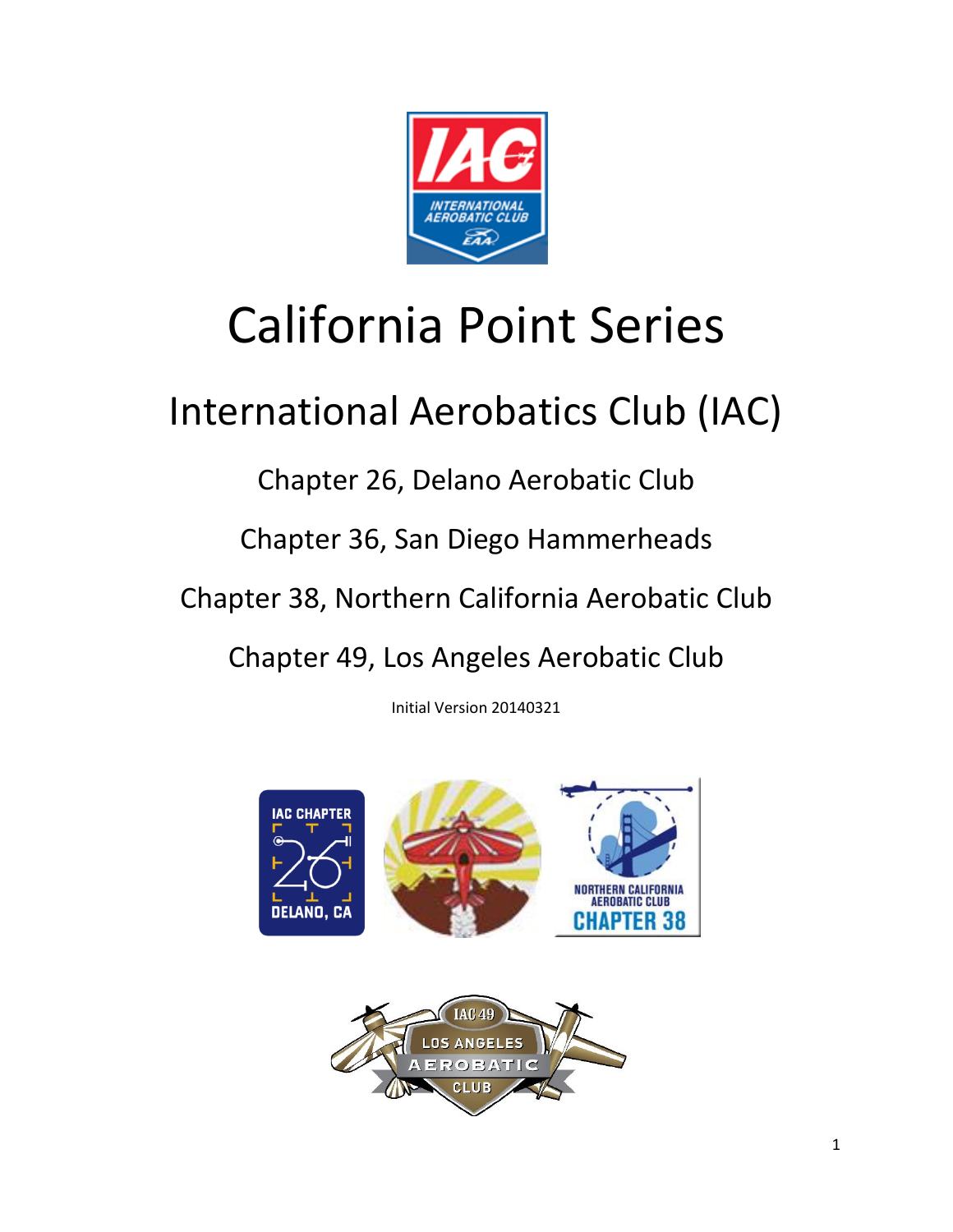# California Point Series

## International Aerobatics Club (IAC)

Chapter 26, Delano Aerobatic Club

Chapter 36, San Diego Hammerheads

Chapter 38, Northern California Aerobatic Club

Chapter 49, Los Angeles Aerobatic Club

Initial Version 20140321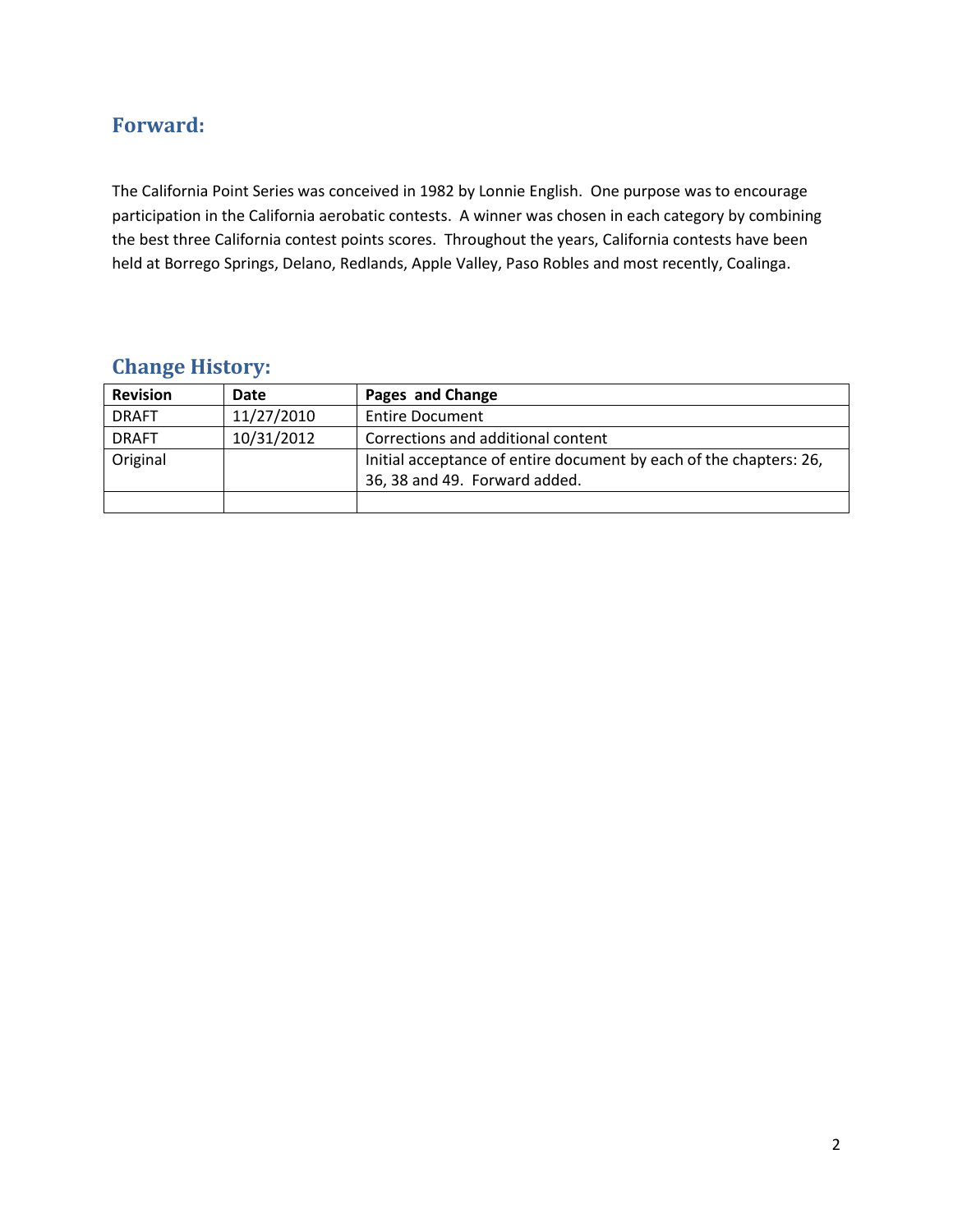## Forward:

The California Point Series was conceived in 1982 by Lonnie English. One purpose was to encourage participation in the California aerobatic contests. A winner was chosen in each category by combining the best three California contest points scores. Throughout the years, California contests have been held at Borrego Springs, Delano, Redlands, Apple Valley, Paso Robles and most recently, Coalinga.

## Change History:

| Revision | Date | Pages and Change |
|---|---|---|
| DRAFT | 11/27/2010 | Entire Document |
| DRAFT | 10/31/2012 | Corrections and additional content |
| Original | | Initial acceptance of entire document by each of the chapters: 26, 36, 38 and 49. Forward added. |
| | | |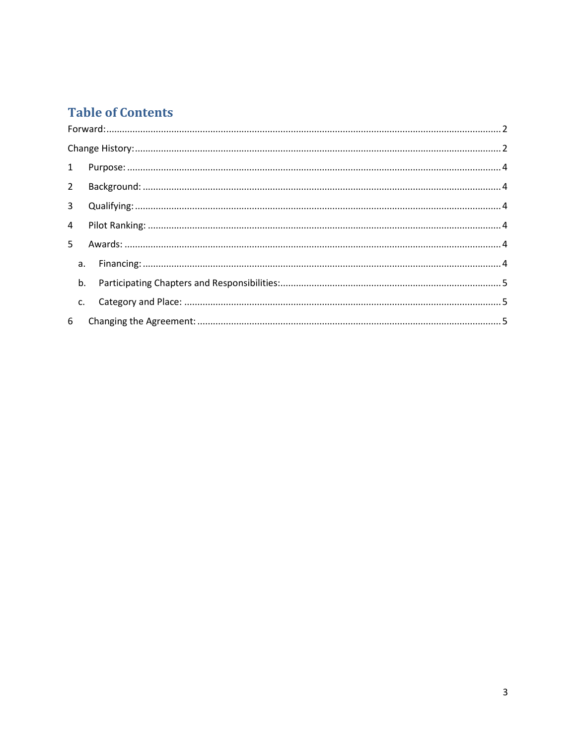# Table of Contents

Forward: ........................................................................................................................................ 2

Change History: ............................................................................................................................ 2

1 Purpose: ...................................................................................................................................... 4

2 Background: ................................................................................................................................ 4

3 Qualifying: ................................................................................................................................... 4

4 Pilot Ranking: .............................................................................................................................. 4

5 Awards: ........................................................................................................................................ 4

   a. Financing: ................................................................................................................................ 4

   b. Participating Chapters and Responsibilities: ............................................................................ 5

   c. Category and Place: .................................................................................................................. 5

6 Changing the Agreement: ............................................................................................................ 5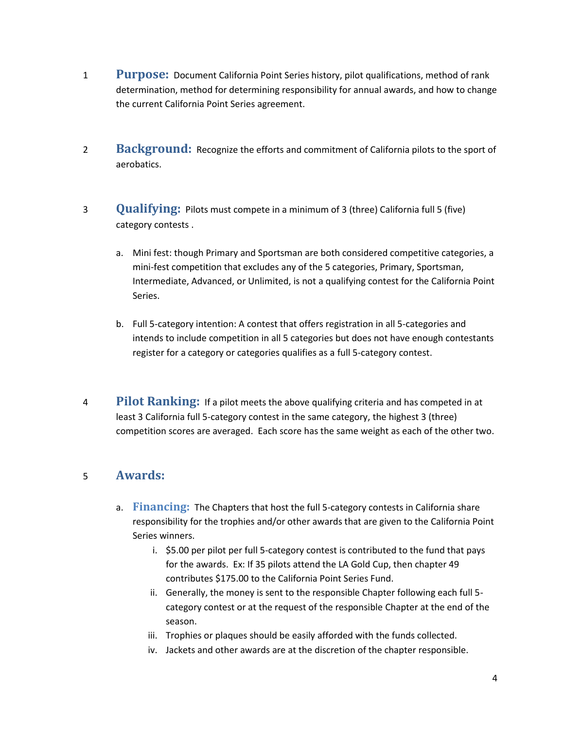1 **Purpose:** Document California Point Series history, pilot qualifications, method of rank determination, method for determining responsibility for annual awards, and how to change the current California Point Series agreement.

2 **Background:** Recognize the efforts and commitment of California pilots to the sport of aerobatics.

3 **Qualifying:** Pilots must compete in a minimum of 3 (three) California full 5 (five) category contests .

a. Mini fest: though Primary and Sportsman are both considered competitive categories, a mini-fest competition that excludes any of the 5 categories, Primary, Sportsman, Intermediate, Advanced, or Unlimited, is not a qualifying contest for the California Point Series.

b. Full 5-category intention: A contest that offers registration in all 5-categories and intends to include competition in all 5 categories but does not have enough contestants register for a category or categories qualifies as a full 5-category contest.

4 **Pilot Ranking:** If a pilot meets the above qualifying criteria and has competed in at least 3 California full 5-category contest in the same category, the highest 3 (three) competition scores are averaged. Each score has the same weight as each of the other two.

5 **Awards:**

a. **Financing:** The Chapters that host the full 5-category contests in California share responsibility for the trophies and/or other awards that are given to the California Point Series winners.

   i. $5.00 per pilot per full 5-category contest is contributed to the fund that pays for the awards. Ex: If 35 pilots attend the LA Gold Cup, then chapter 49 contributes $175.00 to the California Point Series Fund.

   ii. Generally, the money is sent to the responsible Chapter following each full 5-category contest or at the request of the responsible Chapter at the end of the season.

   iii. Trophies or plaques should be easily afforded with the funds collected.

   iv. Jackets and other awards are at the discretion of the chapter responsible.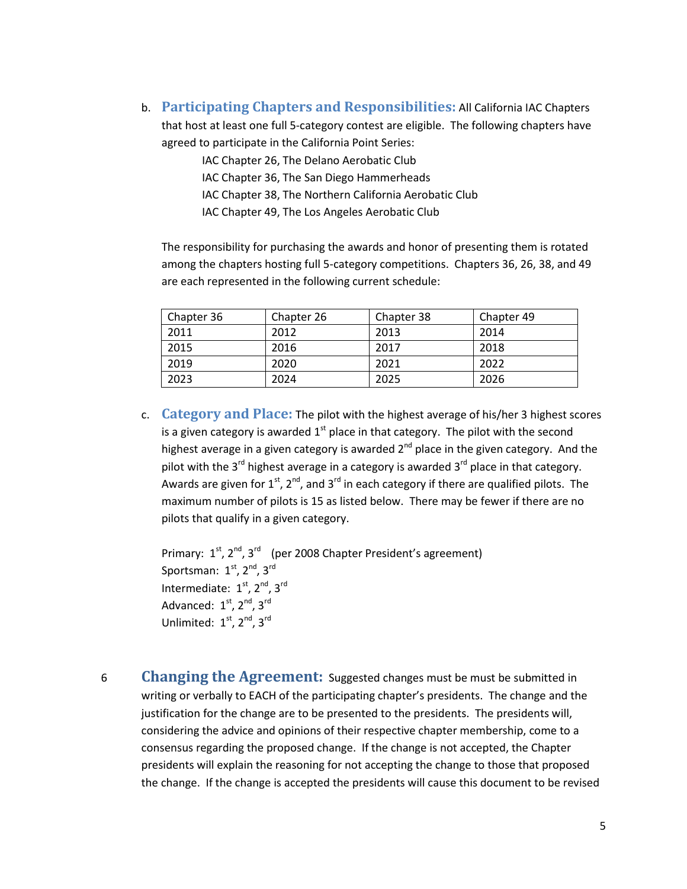b. **Participating Chapters and Responsibilities:** All California IAC Chapters that host at least one full 5-category contest are eligible. The following chapters have agreed to participate in the California Point Series:

IAC Chapter 26, The Delano Aerobatic Club
IAC Chapter 36, The San Diego Hammerheads
IAC Chapter 38, The Northern California Aerobatic Club
IAC Chapter 49, The Los Angeles Aerobatic Club

The responsibility for purchasing the awards and honor of presenting them is rotated among the chapters hosting full 5-category competitions. Chapters 36, 26, 38, and 49 are each represented in the following current schedule:

| Chapter 36 | Chapter 26 | Chapter 38 | Chapter 49 |
|---|---|---|---|
| 2011 | 2012 | 2013 | 2014 |
| 2015 | 2016 | 2017 | 2018 |
| 2019 | 2020 | 2021 | 2022 |
| 2023 | 2024 | 2025 | 2026 |

c. **Category and Place:** The pilot with the highest average of his/her 3 highest scores is a given category is awarded 1st place in that category. The pilot with the second highest average in a given category is awarded 2nd place in the given category. And the pilot with the 3rd highest average in a category is awarded 3rd place in that category. Awards are given for 1st, 2nd, and 3rd in each category if there are qualified pilots. The maximum number of pilots is 15 as listed below. There may be fewer if there are no pilots that qualify in a given category.

Primary: 1st, 2nd, 3rd (per 2008 Chapter President's agreement)
Sportsman: 1st, 2nd, 3rd
Intermediate: 1st, 2nd, 3rd
Advanced: 1st, 2nd, 3rd
Unlimited: 1st, 2nd, 3rd

6 **Changing the Agreement:** Suggested changes must be must be submitted in writing or verbally to EACH of the participating chapter's presidents. The change and the justification for the change are to be presented to the presidents. The presidents will, considering the advice and opinions of their respective chapter membership, come to a consensus regarding the proposed change. If the change is not accepted, the Chapter presidents will explain the reasoning for not accepting the change to those that proposed the change. If the change is accepted the presidents will cause this document to be revised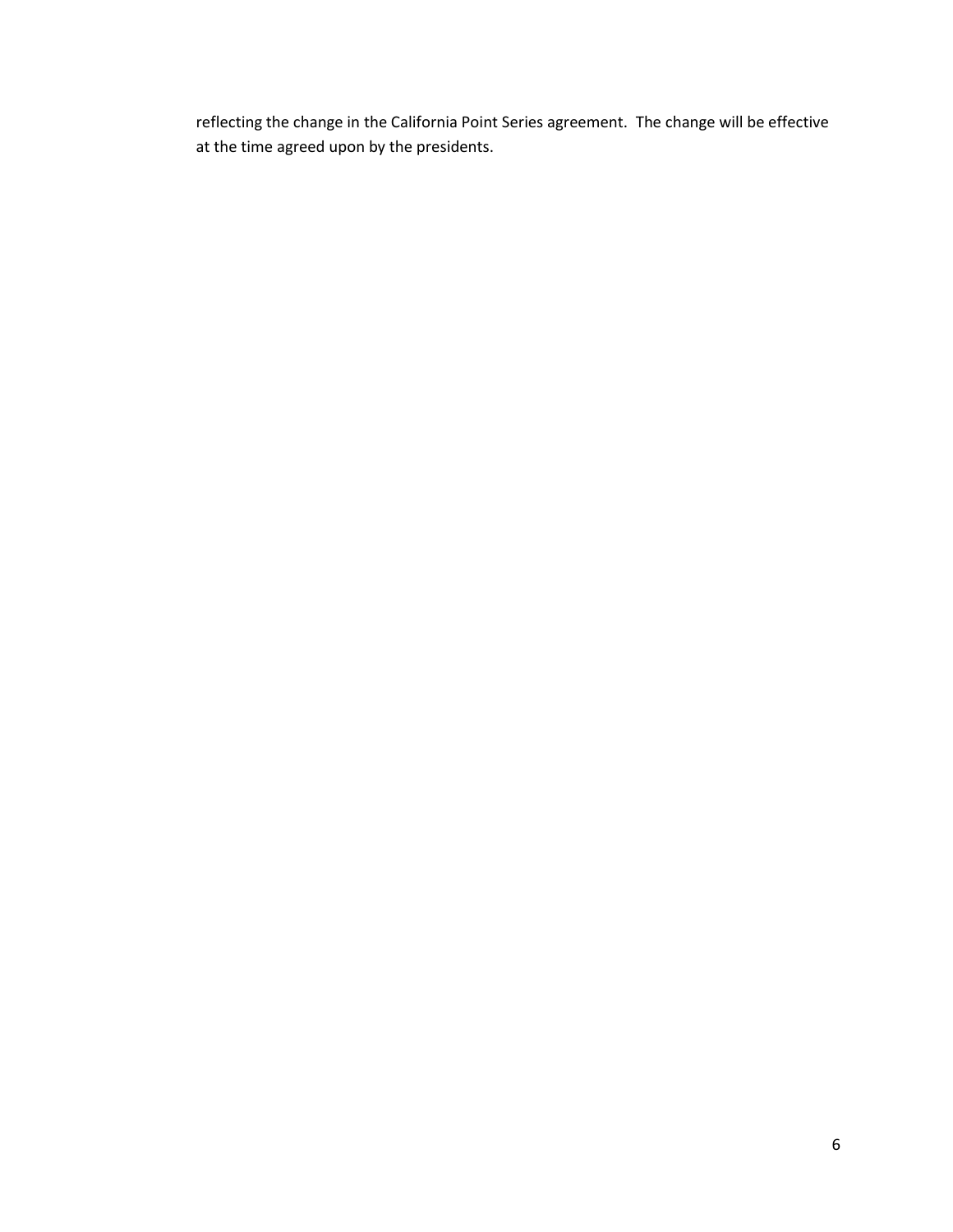reflecting the change in the California Point Series agreement. The change will be effective at the time agreed upon by the presidents.